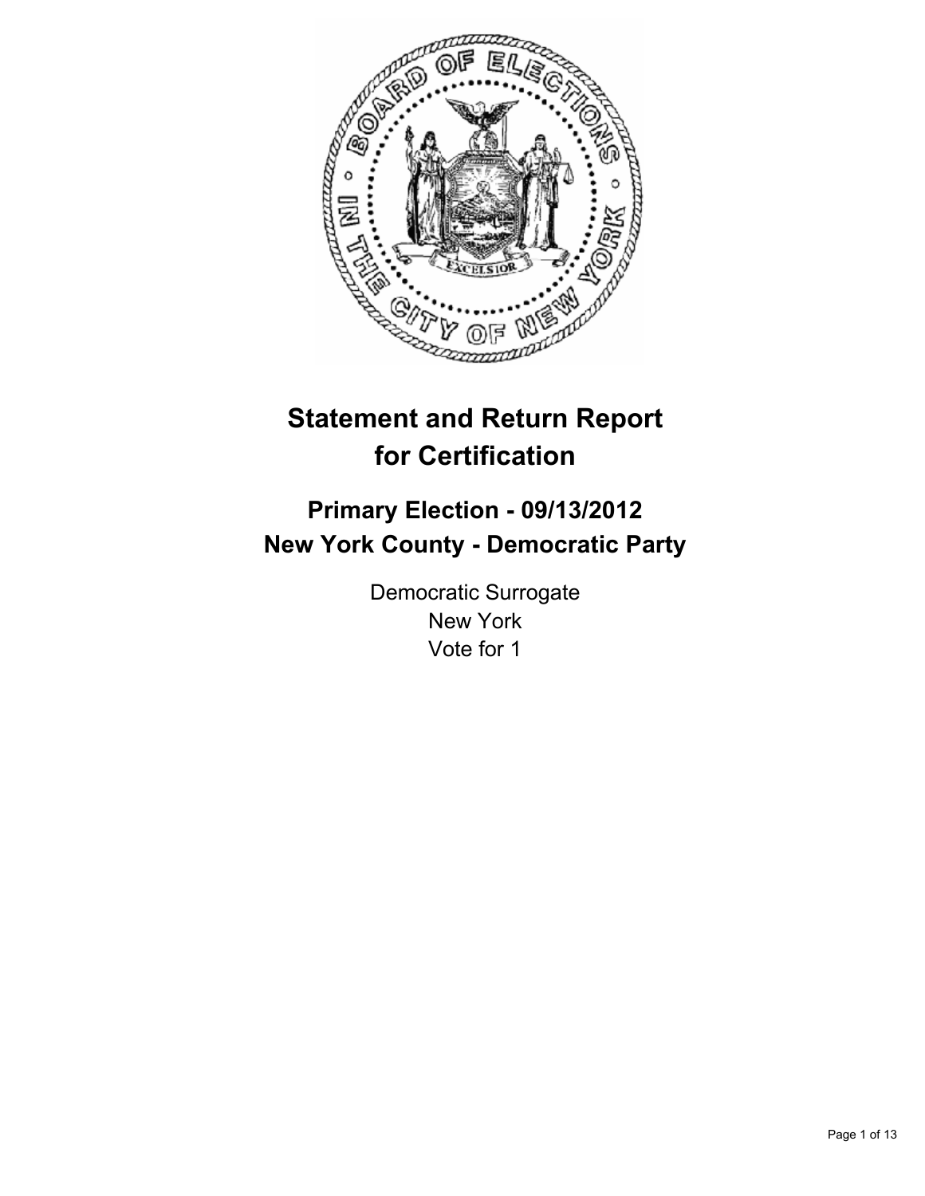# Statement and Return Report for Certification

## Primary Election - 09/13/2012
## New York County - Democratic Party

Democratic Surrogate
New York
Vote for 1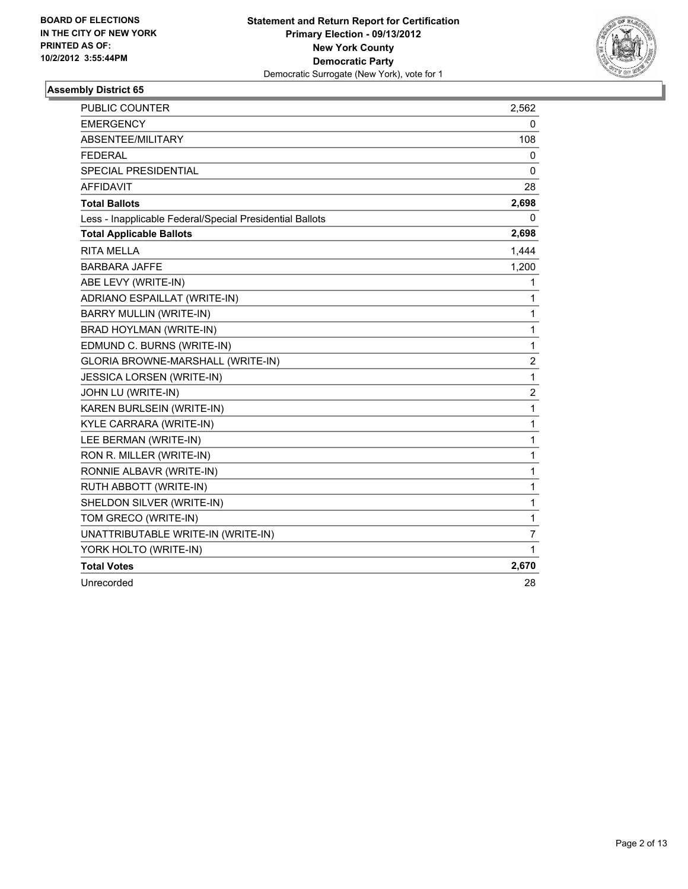**BOARD OF ELECTIONS IN THE CITY OF NEW YORK PRINTED AS OF: 10/2/2012 3:55:44PM**

**Statement and Return Report for Certification**
**Primary Election - 09/13/2012**
**New York County**
**Democratic Party**
Democratic Surrogate (New York), vote for 1

## Assembly District 65

| | |
|---|---|
| PUBLIC COUNTER | 2,562 |
| EMERGENCY | 0 |
| ABSENTEE/MILITARY | 108 |
| FEDERAL | 0 |
| SPECIAL PRESIDENTIAL | 0 |
| AFFIDAVIT | 28 |
| **Total Ballots** | **2,698** |
| Less - Inapplicable Federal/Special Presidential Ballots | 0 |
| **Total Applicable Ballots** | **2,698** |
| RITA MELLA | 1,444 |
| BARBARA JAFFE | 1,200 |
| ABE LEVY (WRITE-IN) | 1 |
| ADRIANO ESPAILLAT (WRITE-IN) | 1 |
| BARRY MULLIN (WRITE-IN) | 1 |
| BRAD HOYLMAN (WRITE-IN) | 1 |
| EDMUND C. BURNS (WRITE-IN) | 1 |
| GLORIA BROWNE-MARSHALL (WRITE-IN) | 2 |
| JESSICA LORSEN (WRITE-IN) | 1 |
| JOHN LU (WRITE-IN) | 2 |
| KAREN BURLSEIN (WRITE-IN) | 1 |
| KYLE CARRARA (WRITE-IN) | 1 |
| LEE BERMAN (WRITE-IN) | 1 |
| RON R. MILLER (WRITE-IN) | 1 |
| RONNIE ALBAVR (WRITE-IN) | 1 |
| RUTH ABBOTT (WRITE-IN) | 1 |
| SHELDON SILVER (WRITE-IN) | 1 |
| TOM GRECO (WRITE-IN) | 1 |
| UNATTRIBUTABLE WRITE-IN (WRITE-IN) | 7 |
| YORK HOLTO (WRITE-IN) | 1 |
| **Total Votes** | **2,670** |
| Unrecorded | 28 |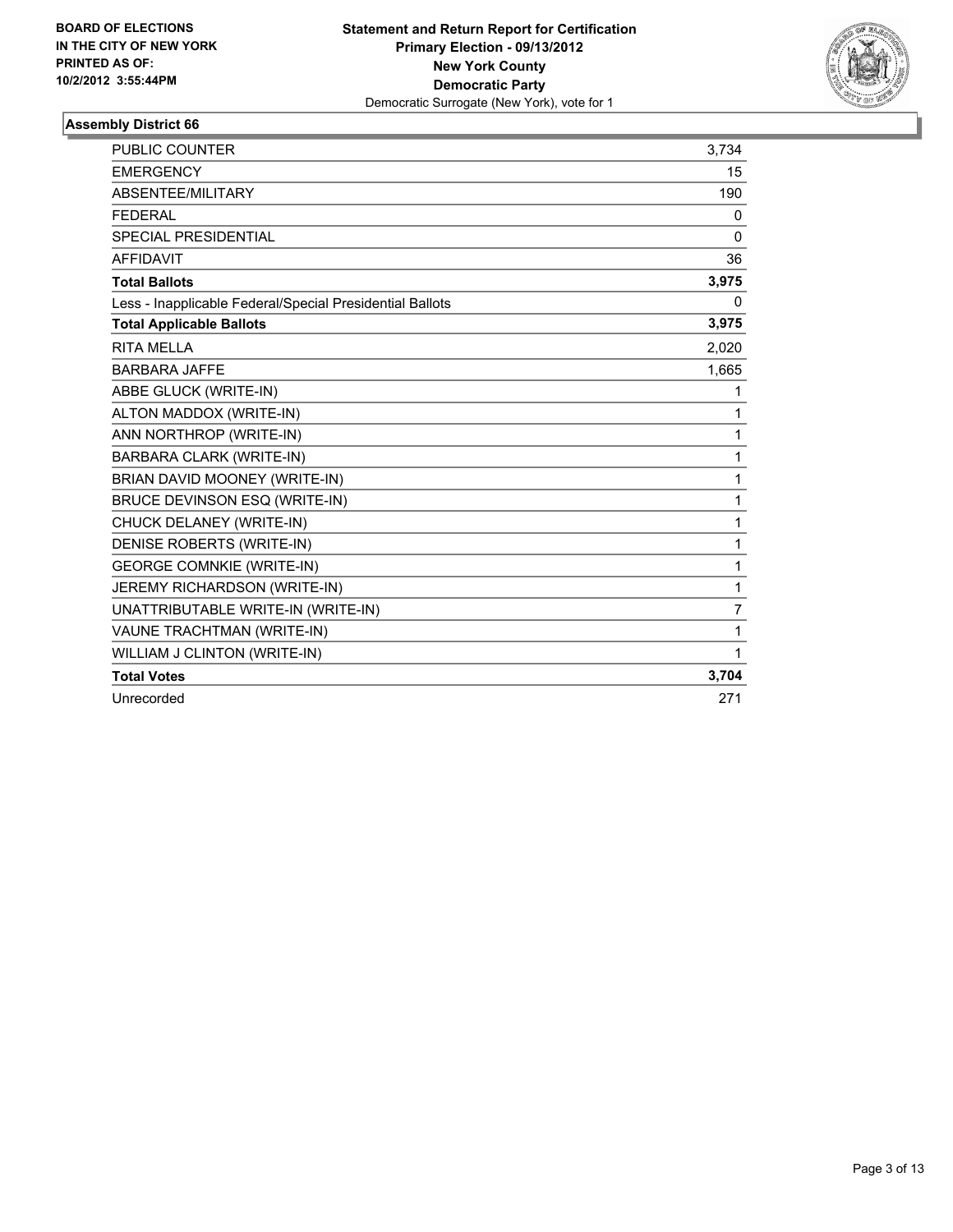**BOARD OF ELECTIONS IN THE CITY OF NEW YORK PRINTED AS OF: 10/2/2012 3:55:44PM**

**Statement and Return Report for Certification**
**Primary Election - 09/13/2012**
**New York County**
**Democratic Party**
Democratic Surrogate (New York), vote for 1

## Assembly District 66

| | |
|---|---|
| PUBLIC COUNTER | 3,734 |
| EMERGENCY | 15 |
| ABSENTEE/MILITARY | 190 |
| FEDERAL | 0 |
| SPECIAL PRESIDENTIAL | 0 |
| AFFIDAVIT | 36 |
| **Total Ballots** | **3,975** |
| Less - Inapplicable Federal/Special Presidential Ballots | 0 |
| **Total Applicable Ballots** | **3,975** |
| RITA MELLA | 2,020 |
| BARBARA JAFFE | 1,665 |
| ABBE GLUCK (WRITE-IN) | 1 |
| ALTON MADDOX (WRITE-IN) | 1 |
| ANN NORTHROP (WRITE-IN) | 1 |
| BARBARA CLARK (WRITE-IN) | 1 |
| BRIAN DAVID MOONEY (WRITE-IN) | 1 |
| BRUCE DEVINSON ESQ (WRITE-IN) | 1 |
| CHUCK DELANEY (WRITE-IN) | 1 |
| DENISE ROBERTS (WRITE-IN) | 1 |
| GEORGE COMNKIE (WRITE-IN) | 1 |
| JEREMY RICHARDSON (WRITE-IN) | 1 |
| UNATTRIBUTABLE WRITE-IN (WRITE-IN) | 7 |
| VAUNE TRACHTMAN (WRITE-IN) | 1 |
| WILLIAM J CLINTON (WRITE-IN) | 1 |
| **Total Votes** | **3,704** |
| Unrecorded | 271 |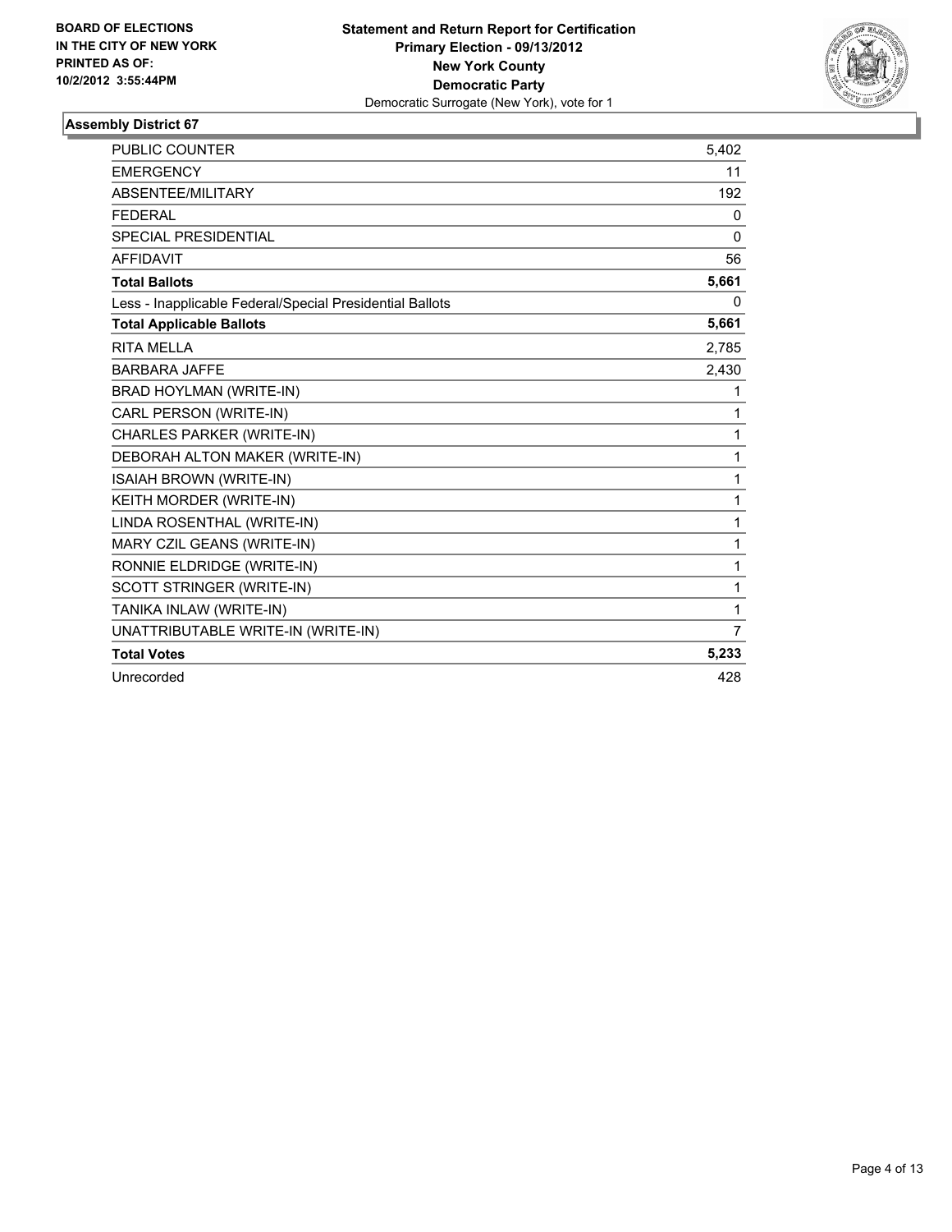**BOARD OF ELECTIONS IN THE CITY OF NEW YORK PRINTED AS OF: 10/2/2012 3:55:44PM**

**Statement and Return Report for Certification**
**Primary Election - 09/13/2012**
**New York County**
**Democratic Party**
Democratic Surrogate (New York), vote for 1

### Assembly District 67

| | |
|---|---|
| PUBLIC COUNTER | 5,402 |
| EMERGENCY | 11 |
| ABSENTEE/MILITARY | 192 |
| FEDERAL | 0 |
| SPECIAL PRESIDENTIAL | 0 |
| AFFIDAVIT | 56 |
| **Total Ballots** | **5,661** |
| Less - Inapplicable Federal/Special Presidential Ballots | 0 |
| **Total Applicable Ballots** | **5,661** |
| RITA MELLA | 2,785 |
| BARBARA JAFFE | 2,430 |
| BRAD HOYLMAN (WRITE-IN) | 1 |
| CARL PERSON (WRITE-IN) | 1 |
| CHARLES PARKER (WRITE-IN) | 1 |
| DEBORAH ALTON MAKER (WRITE-IN) | 1 |
| ISAIAH BROWN (WRITE-IN) | 1 |
| KEITH MORDER (WRITE-IN) | 1 |
| LINDA ROSENTHAL (WRITE-IN) | 1 |
| MARY CZIL GEANS (WRITE-IN) | 1 |
| RONNIE ELDRIDGE (WRITE-IN) | 1 |
| SCOTT STRINGER (WRITE-IN) | 1 |
| TANIKA INLAW (WRITE-IN) | 1 |
| UNATTRIBUTABLE WRITE-IN (WRITE-IN) | 7 |
| **Total Votes** | **5,233** |
| Unrecorded | 428 |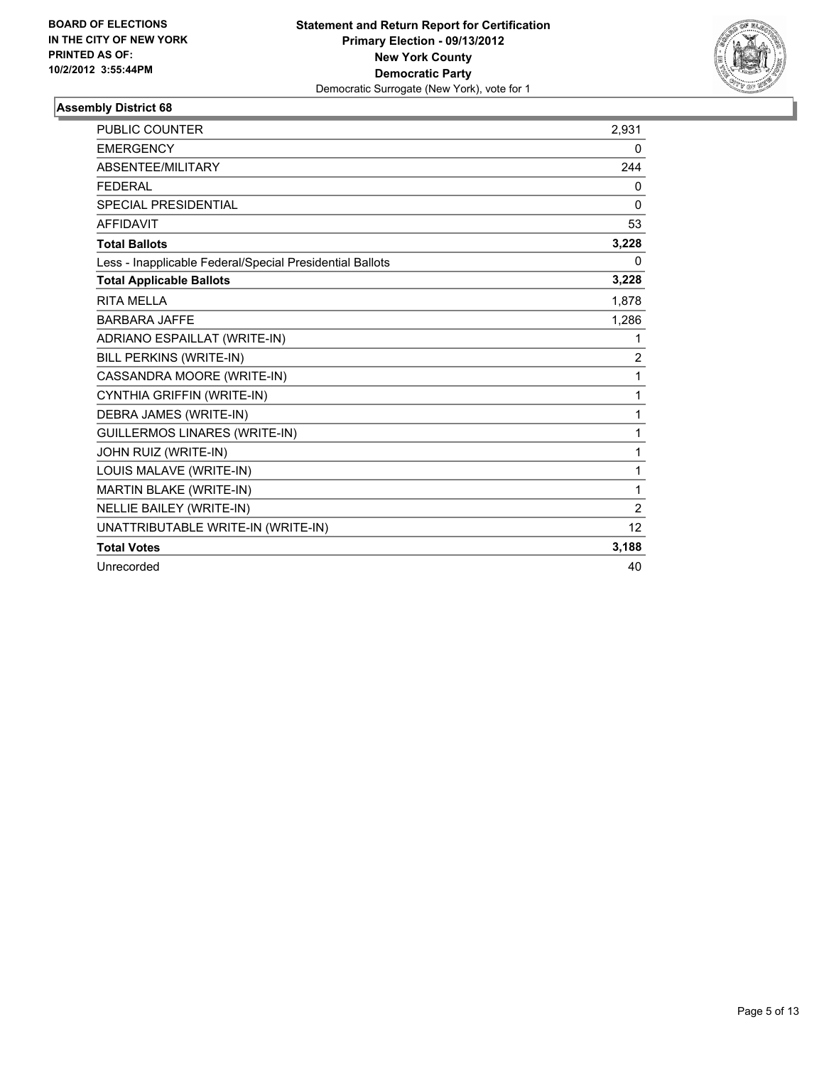**BOARD OF ELECTIONS IN THE CITY OF NEW YORK PRINTED AS OF: 10/2/2012 3:55:44PM**

**Statement and Return Report for Certification**
**Primary Election - 09/13/2012**
**New York County**
**Democratic Party**
Democratic Surrogate (New York), vote for 1

## Assembly District 68

| | |
|---|---|
| PUBLIC COUNTER | 2,931 |
| EMERGENCY | 0 |
| ABSENTEE/MILITARY | 244 |
| FEDERAL | 0 |
| SPECIAL PRESIDENTIAL | 0 |
| AFFIDAVIT | 53 |
| **Total Ballots** | **3,228** |
| Less - Inapplicable Federal/Special Presidential Ballots | 0 |
| **Total Applicable Ballots** | **3,228** |
| RITA MELLA | 1,878 |
| BARBARA JAFFE | 1,286 |
| ADRIANO ESPAILLAT (WRITE-IN) | 1 |
| BILL PERKINS (WRITE-IN) | 2 |
| CASSANDRA MOORE (WRITE-IN) | 1 |
| CYNTHIA GRIFFIN (WRITE-IN) | 1 |
| DEBRA JAMES (WRITE-IN) | 1 |
| GUILLERMOS LINARES (WRITE-IN) | 1 |
| JOHN RUIZ (WRITE-IN) | 1 |
| LOUIS MALAVE (WRITE-IN) | 1 |
| MARTIN BLAKE (WRITE-IN) | 1 |
| NELLIE BAILEY (WRITE-IN) | 2 |
| UNATTRIBUTABLE WRITE-IN (WRITE-IN) | 12 |
| **Total Votes** | **3,188** |
| Unrecorded | 40 |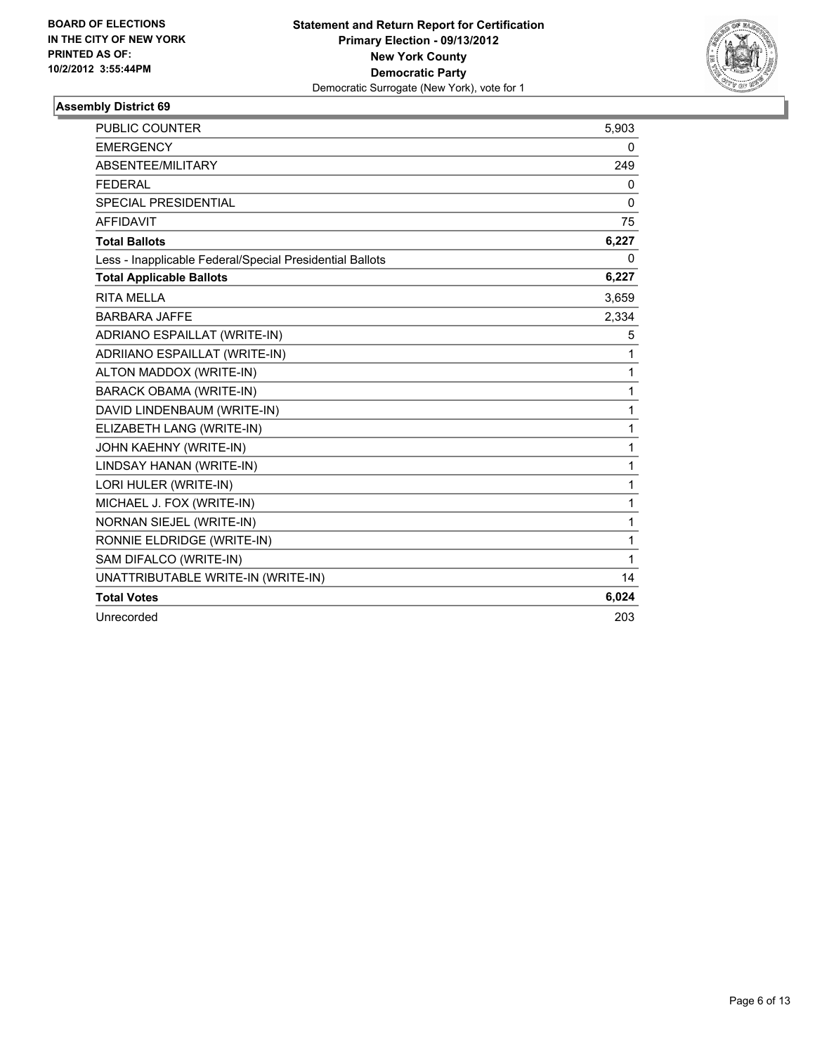BOARD OF ELECTIONS
IN THE CITY OF NEW YORK
PRINTED AS OF:
10/2/2012 3:55:44PM

**Statement and Return Report for Certification**
**Primary Election - 09/13/2012**
**New York County**
**Democratic Party**
Democratic Surrogate (New York), vote for 1

### Assembly District 69

| | |
|---|---|
| PUBLIC COUNTER | 5,903 |
| EMERGENCY | 0 |
| ABSENTEE/MILITARY | 249 |
| FEDERAL | 0 |
| SPECIAL PRESIDENTIAL | 0 |
| AFFIDAVIT | 75 |
| **Total Ballots** | **6,227** |
| Less - Inapplicable Federal/Special Presidential Ballots | 0 |
| **Total Applicable Ballots** | **6,227** |
| RITA MELLA | 3,659 |
| BARBARA JAFFE | 2,334 |
| ADRIANO ESPAILLAT (WRITE-IN) | 5 |
| ADRIIANO ESPAILLAT (WRITE-IN) | 1 |
| ALTON MADDOX (WRITE-IN) | 1 |
| BARACK OBAMA (WRITE-IN) | 1 |
| DAVID LINDENBAUM (WRITE-IN) | 1 |
| ELIZABETH LANG (WRITE-IN) | 1 |
| JOHN KAEHNY (WRITE-IN) | 1 |
| LINDSAY HANAN (WRITE-IN) | 1 |
| LORI HULER (WRITE-IN) | 1 |
| MICHAEL J. FOX (WRITE-IN) | 1 |
| NORNAN SIEJEL (WRITE-IN) | 1 |
| RONNIE ELDRIDGE (WRITE-IN) | 1 |
| SAM DIFALCO (WRITE-IN) | 1 |
| UNATTRIBUTABLE WRITE-IN (WRITE-IN) | 14 |
| **Total Votes** | **6,024** |
| Unrecorded | 203 |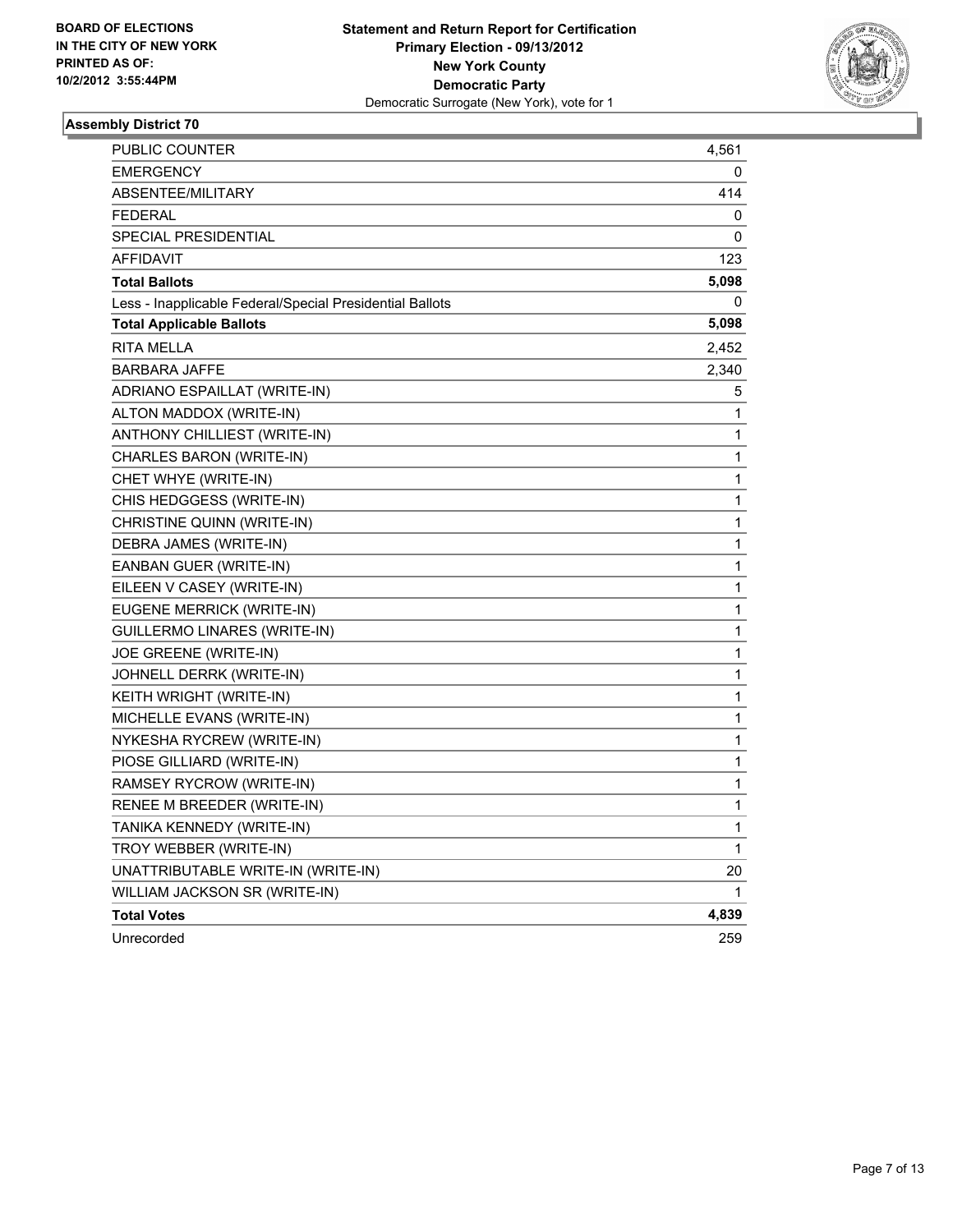BOARD OF ELECTIONS
IN THE CITY OF NEW YORK
PRINTED AS OF:
10/2/2012 3:55:44PM

**Statement and Return Report for Certification**
**Primary Election - 09/13/2012**
**New York County**
**Democratic Party**
Democratic Surrogate (New York), vote for 1

### Assembly District 70

| | |
|---|---|
| PUBLIC COUNTER | 4,561 |
| EMERGENCY | 0 |
| ABSENTEE/MILITARY | 414 |
| FEDERAL | 0 |
| SPECIAL PRESIDENTIAL | 0 |
| AFFIDAVIT | 123 |
| **Total Ballots** | **5,098** |
| Less - Inapplicable Federal/Special Presidential Ballots | 0 |
| **Total Applicable Ballots** | **5,098** |
| RITA MELLA | 2,452 |
| BARBARA JAFFE | 2,340 |
| ADRIANO ESPAILLAT (WRITE-IN) | 5 |
| ALTON MADDOX (WRITE-IN) | 1 |
| ANTHONY CHILLIEST (WRITE-IN) | 1 |
| CHARLES BARON (WRITE-IN) | 1 |
| CHET WHYE (WRITE-IN) | 1 |
| CHIS HEDGGESS (WRITE-IN) | 1 |
| CHRISTINE QUINN (WRITE-IN) | 1 |
| DEBRA JAMES (WRITE-IN) | 1 |
| EANBAN GUER (WRITE-IN) | 1 |
| EILEEN V CASEY (WRITE-IN) | 1 |
| EUGENE MERRICK (WRITE-IN) | 1 |
| GUILLERMO LINARES (WRITE-IN) | 1 |
| JOE GREENE (WRITE-IN) | 1 |
| JOHNELL DERRK (WRITE-IN) | 1 |
| KEITH WRIGHT (WRITE-IN) | 1 |
| MICHELLE EVANS (WRITE-IN) | 1 |
| NYKESHA RYCREW (WRITE-IN) | 1 |
| PIOSE GILLIARD (WRITE-IN) | 1 |
| RAMSEY RYCROW (WRITE-IN) | 1 |
| RENEE M BREEDER (WRITE-IN) | 1 |
| TANIKA KENNEDY (WRITE-IN) | 1 |
| TROY WEBBER (WRITE-IN) | 1 |
| UNATTRIBUTABLE WRITE-IN (WRITE-IN) | 20 |
| WILLIAM JACKSON SR (WRITE-IN) | 1 |
| **Total Votes** | **4,839** |
| Unrecorded | 259 |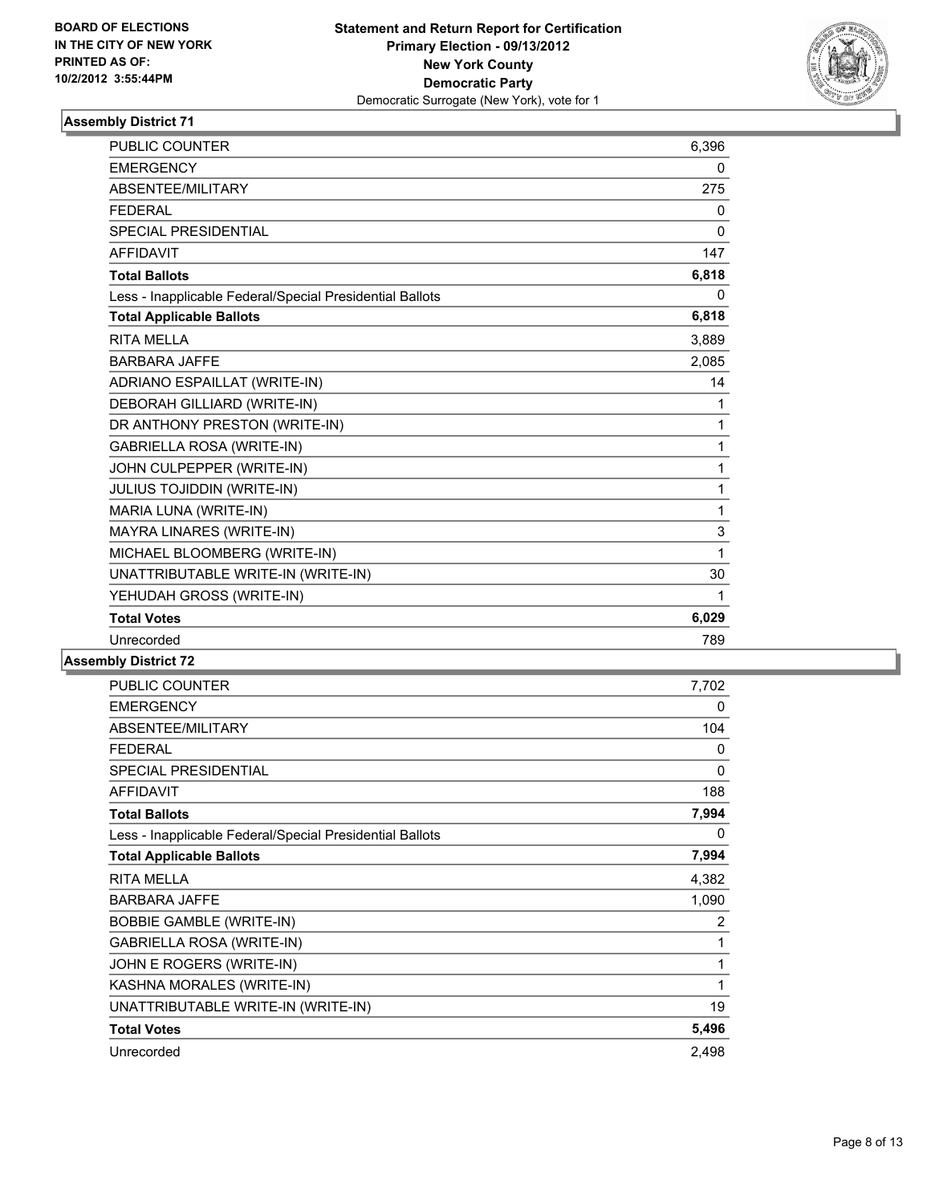BOARD OF ELECTIONS
IN THE CITY OF NEW YORK
PRINTED AS OF:
10/2/2012 3:55:44PM

**Statement and Return Report for Certification**
**Primary Election - 09/13/2012**
**New York County**
**Democratic Party**
Democratic Surrogate (New York), vote for 1

## Assembly District 71

| | |
|---|---|
| PUBLIC COUNTER | 6,396 |
| EMERGENCY | 0 |
| ABSENTEE/MILITARY | 275 |
| FEDERAL | 0 |
| SPECIAL PRESIDENTIAL | 0 |
| AFFIDAVIT | 147 |
| **Total Ballots** | **6,818** |
| Less - Inapplicable Federal/Special Presidential Ballots | 0 |
| **Total Applicable Ballots** | **6,818** |
| RITA MELLA | 3,889 |
| BARBARA JAFFE | 2,085 |
| ADRIANO ESPAILLAT (WRITE-IN) | 14 |
| DEBORAH GILLIARD (WRITE-IN) | 1 |
| DR ANTHONY PRESTON (WRITE-IN) | 1 |
| GABRIELLA ROSA (WRITE-IN) | 1 |
| JOHN CULPEPPER (WRITE-IN) | 1 |
| JULIUS TOJIDDIN (WRITE-IN) | 1 |
| MARIA LUNA (WRITE-IN) | 1 |
| MAYRA LINARES (WRITE-IN) | 3 |
| MICHAEL BLOOMBERG (WRITE-IN) | 1 |
| UNATTRIBUTABLE WRITE-IN (WRITE-IN) | 30 |
| YEHUDAH GROSS (WRITE-IN) | 1 |
| **Total Votes** | **6,029** |
| Unrecorded | 789 |

## Assembly District 72

| | |
|---|---|
| PUBLIC COUNTER | 7,702 |
| EMERGENCY | 0 |
| ABSENTEE/MILITARY | 104 |
| FEDERAL | 0 |
| SPECIAL PRESIDENTIAL | 0 |
| AFFIDAVIT | 188 |
| **Total Ballots** | **7,994** |
| Less - Inapplicable Federal/Special Presidential Ballots | 0 |
| **Total Applicable Ballots** | **7,994** |
| RITA MELLA | 4,382 |
| BARBARA JAFFE | 1,090 |
| BOBBIE GAMBLE (WRITE-IN) | 2 |
| GABRIELLA ROSA (WRITE-IN) | 1 |
| JOHN E ROGERS (WRITE-IN) | 1 |
| KASHNA MORALES (WRITE-IN) | 1 |
| UNATTRIBUTABLE WRITE-IN (WRITE-IN) | 19 |
| **Total Votes** | **5,496** |
| Unrecorded | 2,498 |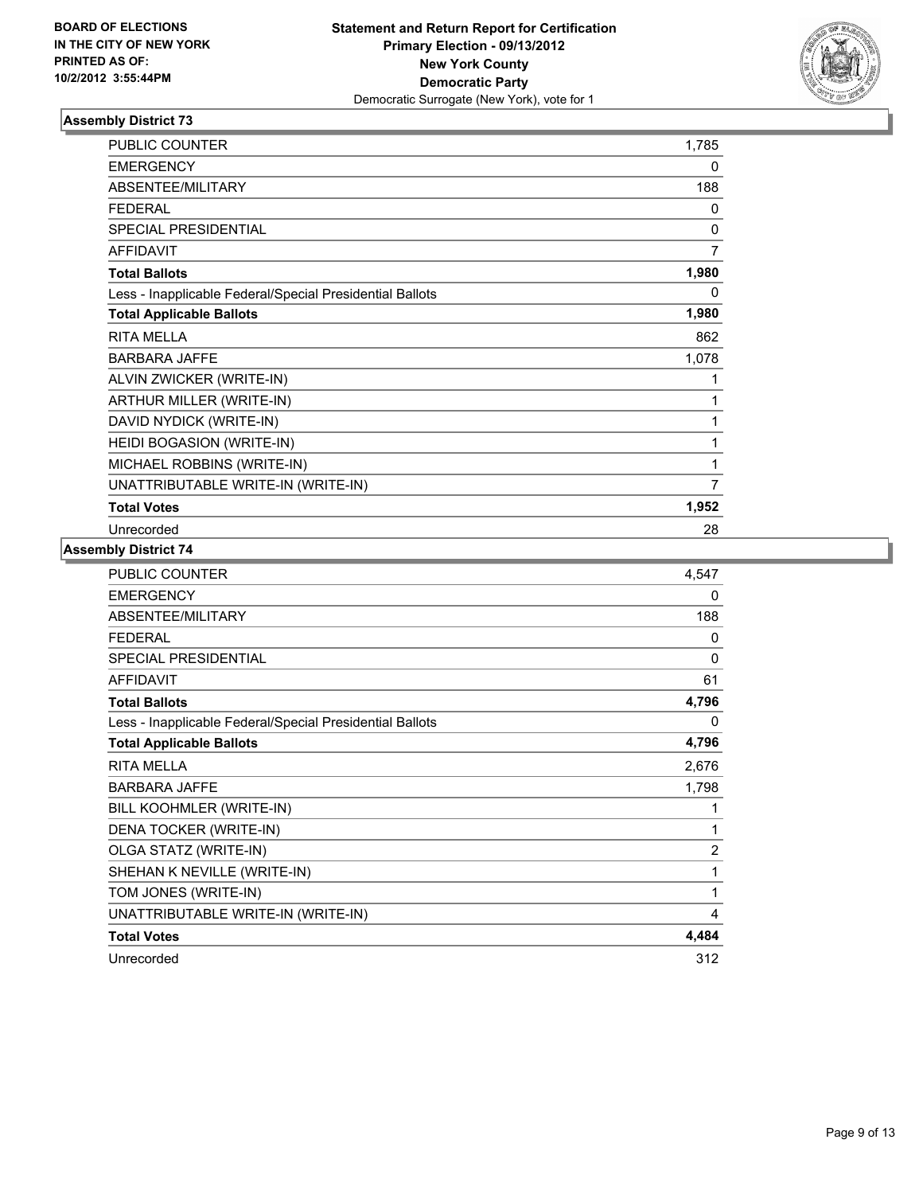**BOARD OF ELECTIONS IN THE CITY OF NEW YORK PRINTED AS OF: 10/2/2012 3:55:44PM**

**Statement and Return Report for Certification Primary Election - 09/13/2012 New York County Democratic Party**
Democratic Surrogate (New York), vote for 1

### Assembly District 73

| | |
|---|---|
| PUBLIC COUNTER | 1,785 |
| EMERGENCY | 0 |
| ABSENTEE/MILITARY | 188 |
| FEDERAL | 0 |
| SPECIAL PRESIDENTIAL | 0 |
| AFFIDAVIT | 7 |
| **Total Ballots** | **1,980** |
| Less - Inapplicable Federal/Special Presidential Ballots | 0 |
| **Total Applicable Ballots** | **1,980** |
| RITA MELLA | 862 |
| BARBARA JAFFE | 1,078 |
| ALVIN ZWICKER (WRITE-IN) | 1 |
| ARTHUR MILLER (WRITE-IN) | 1 |
| DAVID NYDICK (WRITE-IN) | 1 |
| HEIDI BOGASION (WRITE-IN) | 1 |
| MICHAEL ROBBINS (WRITE-IN) | 1 |
| UNATTRIBUTABLE WRITE-IN (WRITE-IN) | 7 |
| **Total Votes** | **1,952** |
| Unrecorded | 28 |

### Assembly District 74

| | |
|---|---|
| PUBLIC COUNTER | 4,547 |
| EMERGENCY | 0 |
| ABSENTEE/MILITARY | 188 |
| FEDERAL | 0 |
| SPECIAL PRESIDENTIAL | 0 |
| AFFIDAVIT | 61 |
| **Total Ballots** | **4,796** |
| Less - Inapplicable Federal/Special Presidential Ballots | 0 |
| **Total Applicable Ballots** | **4,796** |
| RITA MELLA | 2,676 |
| BARBARA JAFFE | 1,798 |
| BILL KOOHMLER (WRITE-IN) | 1 |
| DENA TOCKER (WRITE-IN) | 1 |
| OLGA STATZ (WRITE-IN) | 2 |
| SHEHAN K NEVILLE (WRITE-IN) | 1 |
| TOM JONES (WRITE-IN) | 1 |
| UNATTRIBUTABLE WRITE-IN (WRITE-IN) | 4 |
| **Total Votes** | **4,484** |
| Unrecorded | 312 |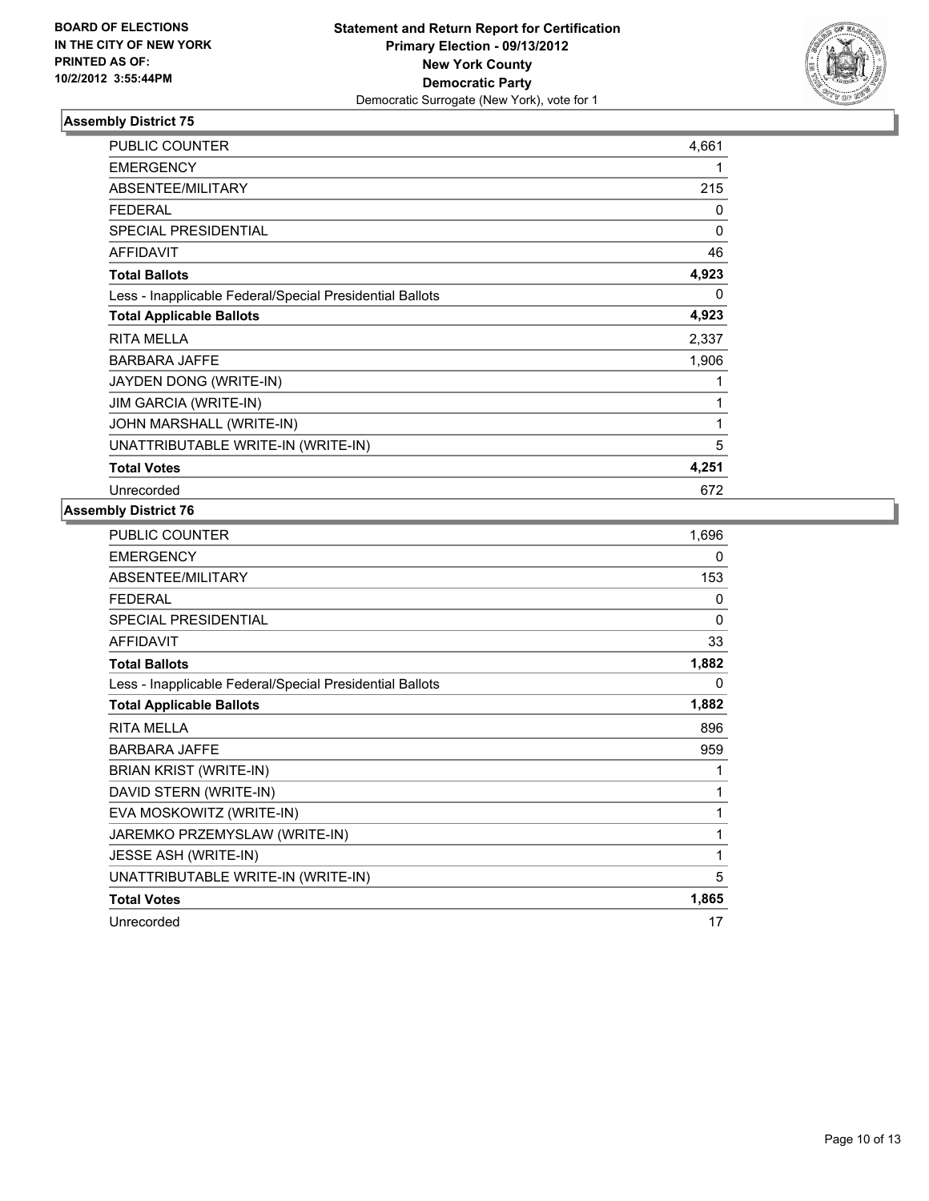BOARD OF ELECTIONS
IN THE CITY OF NEW YORK
PRINTED AS OF:
10/2/2012 3:55:44PM

**Statement and Return Report for Certification**
**Primary Election - 09/13/2012**
**New York County**
**Democratic Party**
Democratic Surrogate (New York), vote for 1

## Assembly District 75

| | |
|---|---|
| PUBLIC COUNTER | 4,661 |
| EMERGENCY | 1 |
| ABSENTEE/MILITARY | 215 |
| FEDERAL | 0 |
| SPECIAL PRESIDENTIAL | 0 |
| AFFIDAVIT | 46 |
| **Total Ballots** | **4,923** |
| Less - Inapplicable Federal/Special Presidential Ballots | 0 |
| **Total Applicable Ballots** | **4,923** |
| RITA MELLA | 2,337 |
| BARBARA JAFFE | 1,906 |
| JAYDEN DONG (WRITE-IN) | 1 |
| JIM GARCIA (WRITE-IN) | 1 |
| JOHN MARSHALL (WRITE-IN) | 1 |
| UNATTRIBUTABLE WRITE-IN (WRITE-IN) | 5 |
| **Total Votes** | **4,251** |
| Unrecorded | 672 |

## Assembly District 76

| | |
|---|---|
| PUBLIC COUNTER | 1,696 |
| EMERGENCY | 0 |
| ABSENTEE/MILITARY | 153 |
| FEDERAL | 0 |
| SPECIAL PRESIDENTIAL | 0 |
| AFFIDAVIT | 33 |
| **Total Ballots** | **1,882** |
| Less - Inapplicable Federal/Special Presidential Ballots | 0 |
| **Total Applicable Ballots** | **1,882** |
| RITA MELLA | 896 |
| BARBARA JAFFE | 959 |
| BRIAN KRIST (WRITE-IN) | 1 |
| DAVID STERN (WRITE-IN) | 1 |
| EVA MOSKOWITZ (WRITE-IN) | 1 |
| JAREMKO PRZEMYSLAW (WRITE-IN) | 1 |
| JESSE ASH (WRITE-IN) | 1 |
| UNATTRIBUTABLE WRITE-IN (WRITE-IN) | 5 |
| **Total Votes** | **1,865** |
| Unrecorded | 17 |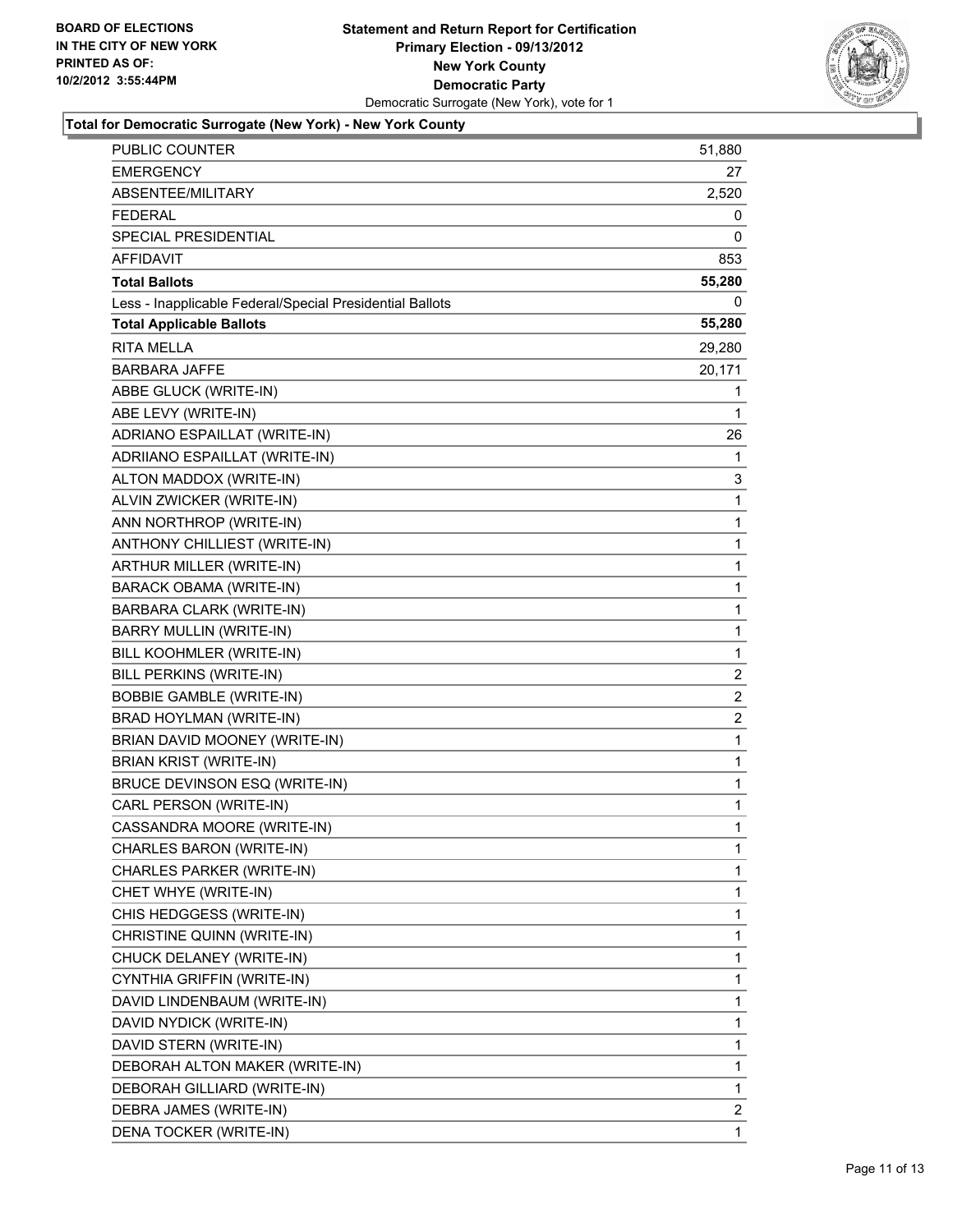BOARD OF ELECTIONS
IN THE CITY OF NEW YORK
PRINTED AS OF:
10/2/2012 3:55:44PM

# Statement and Return Report for Certification
## Primary Election - 09/13/2012
## New York County
## Democratic Party
Democratic Surrogate (New York), vote for 1

### Total for Democratic Surrogate (New York) - New York County

| | |
|---|---|
| PUBLIC COUNTER | 51,880 |
| EMERGENCY | 27 |
| ABSENTEE/MILITARY | 2,520 |
| FEDERAL | 0 |
| SPECIAL PRESIDENTIAL | 0 |
| AFFIDAVIT | 853 |
| **Total Ballots** | **55,280** |
| Less - Inapplicable Federal/Special Presidential Ballots | 0 |
| **Total Applicable Ballots** | **55,280** |
| RITA MELLA | 29,280 |
| BARBARA JAFFE | 20,171 |
| ABBE GLUCK (WRITE-IN) | 1 |
| ABE LEVY (WRITE-IN) | 1 |
| ADRIANO ESPAILLAT (WRITE-IN) | 26 |
| ADRIIANO ESPAILLAT (WRITE-IN) | 1 |
| ALTON MADDOX (WRITE-IN) | 3 |
| ALVIN ZWICKER (WRITE-IN) | 1 |
| ANN NORTHROP (WRITE-IN) | 1 |
| ANTHONY CHILLIEST (WRITE-IN) | 1 |
| ARTHUR MILLER (WRITE-IN) | 1 |
| BARACK OBAMA (WRITE-IN) | 1 |
| BARBARA CLARK (WRITE-IN) | 1 |
| BARRY MULLIN (WRITE-IN) | 1 |
| BILL KOOHMLER (WRITE-IN) | 1 |
| BILL PERKINS (WRITE-IN) | 2 |
| BOBBIE GAMBLE (WRITE-IN) | 2 |
| BRAD HOYLMAN (WRITE-IN) | 2 |
| BRIAN DAVID MOONEY (WRITE-IN) | 1 |
| BRIAN KRIST (WRITE-IN) | 1 |
| BRUCE DEVINSON ESQ (WRITE-IN) | 1 |
| CARL PERSON (WRITE-IN) | 1 |
| CASSANDRA MOORE (WRITE-IN) | 1 |
| CHARLES BARON (WRITE-IN) | 1 |
| CHARLES PARKER (WRITE-IN) | 1 |
| CHET WHYE (WRITE-IN) | 1 |
| CHIS HEDGGESS (WRITE-IN) | 1 |
| CHRISTINE QUINN (WRITE-IN) | 1 |
| CHUCK DELANEY (WRITE-IN) | 1 |
| CYNTHIA GRIFFIN (WRITE-IN) | 1 |
| DAVID LINDENBAUM (WRITE-IN) | 1 |
| DAVID NYDICK (WRITE-IN) | 1 |
| DAVID STERN (WRITE-IN) | 1 |
| DEBORAH ALTON MAKER (WRITE-IN) | 1 |
| DEBORAH GILLIARD (WRITE-IN) | 1 |
| DEBRA JAMES (WRITE-IN) | 2 |
| DENA TOCKER (WRITE-IN) | 1 |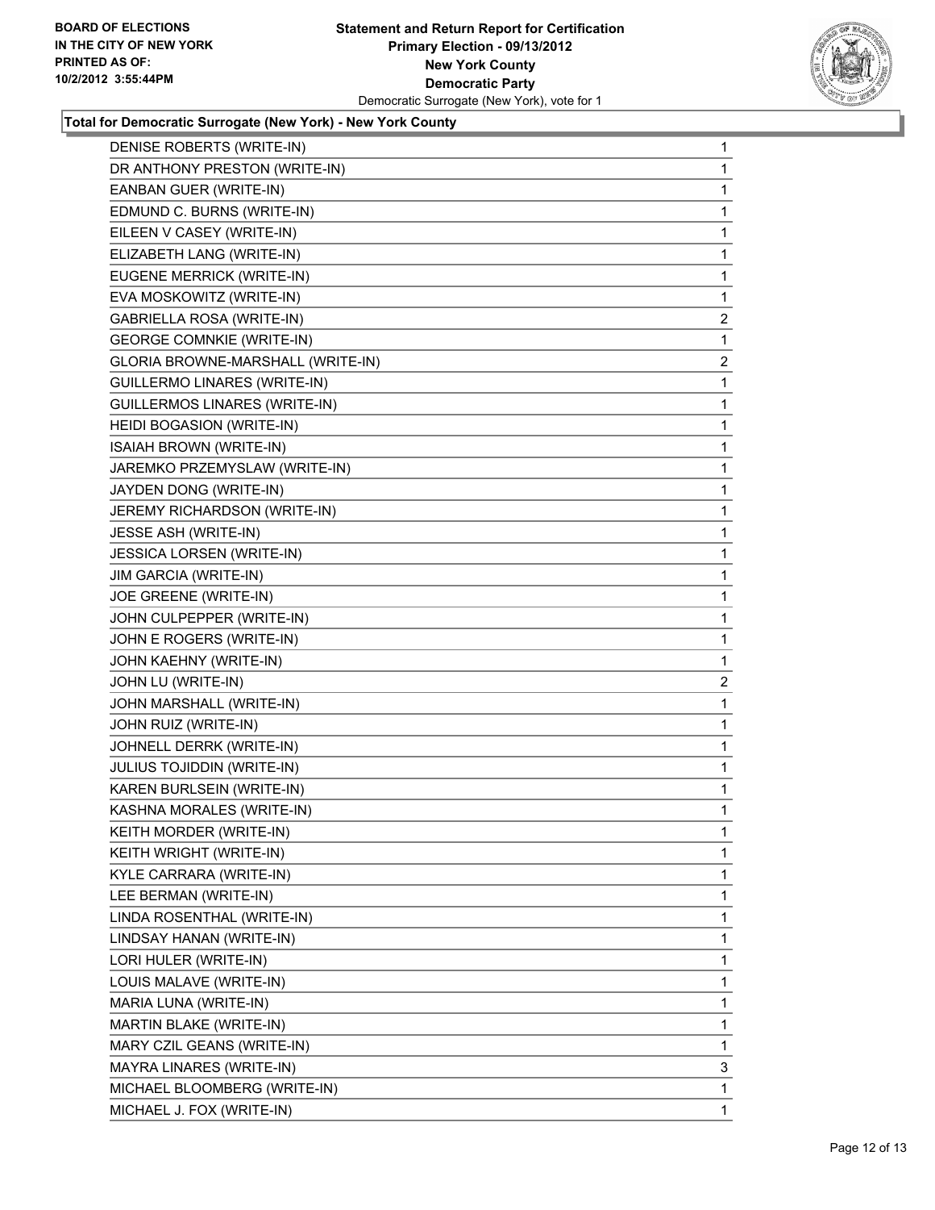**BOARD OF ELECTIONS IN THE CITY OF NEW YORK PRINTED AS OF: 10/2/2012 3:55:44PM**

**Statement and Return Report for Certification**
**Primary Election - 09/13/2012**
**New York County**
**Democratic Party**
Democratic Surrogate (New York), vote for 1

**Total for Democratic Surrogate (New York) - New York County**

| | |
|---|---|
| DENISE ROBERTS (WRITE-IN) | 1 |
| DR ANTHONY PRESTON (WRITE-IN) | 1 |
| EANBAN GUER (WRITE-IN) | 1 |
| EDMUND C. BURNS (WRITE-IN) | 1 |
| EILEEN V CASEY (WRITE-IN) | 1 |
| ELIZABETH LANG (WRITE-IN) | 1 |
| EUGENE MERRICK (WRITE-IN) | 1 |
| EVA MOSKOWITZ (WRITE-IN) | 1 |
| GABRIELLA ROSA (WRITE-IN) | 2 |
| GEORGE COMNKIE (WRITE-IN) | 1 |
| GLORIA BROWNE-MARSHALL (WRITE-IN) | 2 |
| GUILLERMO LINARES (WRITE-IN) | 1 |
| GUILLERMOS LINARES (WRITE-IN) | 1 |
| HEIDI BOGASION (WRITE-IN) | 1 |
| ISAIAH BROWN (WRITE-IN) | 1 |
| JAREMKO PRZEMYSLAW (WRITE-IN) | 1 |
| JAYDEN DONG (WRITE-IN) | 1 |
| JEREMY RICHARDSON (WRITE-IN) | 1 |
| JESSE ASH (WRITE-IN) | 1 |
| JESSICA LORSEN (WRITE-IN) | 1 |
| JIM GARCIA (WRITE-IN) | 1 |
| JOE GREENE (WRITE-IN) | 1 |
| JOHN CULPEPPER (WRITE-IN) | 1 |
| JOHN E ROGERS (WRITE-IN) | 1 |
| JOHN KAEHNY (WRITE-IN) | 1 |
| JOHN LU (WRITE-IN) | 2 |
| JOHN MARSHALL (WRITE-IN) | 1 |
| JOHN RUIZ (WRITE-IN) | 1 |
| JOHNELL DERRK (WRITE-IN) | 1 |
| JULIUS TOJIDDIN (WRITE-IN) | 1 |
| KAREN BURLSEIN (WRITE-IN) | 1 |
| KASHNA MORALES (WRITE-IN) | 1 |
| KEITH MORDER (WRITE-IN) | 1 |
| KEITH WRIGHT (WRITE-IN) | 1 |
| KYLE CARRARA (WRITE-IN) | 1 |
| LEE BERMAN (WRITE-IN) | 1 |
| LINDA ROSENTHAL (WRITE-IN) | 1 |
| LINDSAY HANAN (WRITE-IN) | 1 |
| LORI HULER (WRITE-IN) | 1 |
| LOUIS MALAVE (WRITE-IN) | 1 |
| MARIA LUNA (WRITE-IN) | 1 |
| MARTIN BLAKE (WRITE-IN) | 1 |
| MARY CZIL GEANS (WRITE-IN) | 1 |
| MAYRA LINARES (WRITE-IN) | 3 |
| MICHAEL BLOOMBERG (WRITE-IN) | 1 |
| MICHAEL J. FOX (WRITE-IN) | 1 |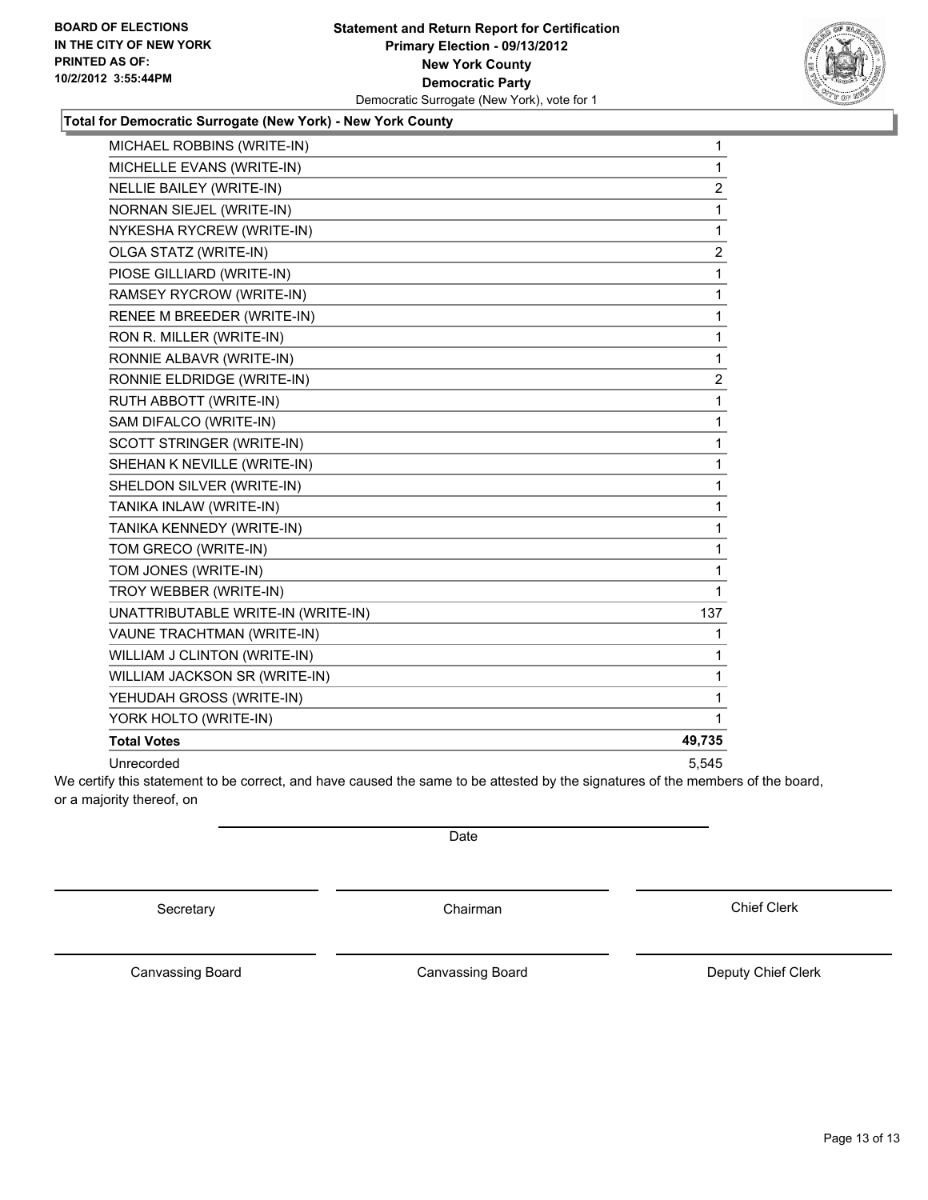**BOARD OF ELECTIONS IN THE CITY OF NEW YORK**
**PRINTED AS OF: 10/2/2012 3:55:44PM**

**Statement and Return Report for Certification**
**Primary Election - 09/13/2012**
**New York County**
**Democratic Party**
Democratic Surrogate (New York), vote for 1

**Total for Democratic Surrogate (New York) - New York County**

| | |
|---|---|
| MICHAEL ROBBINS (WRITE-IN) | 1 |
| MICHELLE EVANS (WRITE-IN) | 1 |
| NELLIE BAILEY (WRITE-IN) | 2 |
| NORNAN SIEJEL (WRITE-IN) | 1 |
| NYKESHA RYCREW (WRITE-IN) | 1 |
| OLGA STATZ (WRITE-IN) | 2 |
| PIOSE GILLIARD (WRITE-IN) | 1 |
| RAMSEY RYCROW (WRITE-IN) | 1 |
| RENEE M BREEDER (WRITE-IN) | 1 |
| RON R. MILLER (WRITE-IN) | 1 |
| RONNIE ALBAVR (WRITE-IN) | 1 |
| RONNIE ELDRIDGE (WRITE-IN) | 2 |
| RUTH ABBOTT (WRITE-IN) | 1 |
| SAM DIFALCO (WRITE-IN) | 1 |
| SCOTT STRINGER (WRITE-IN) | 1 |
| SHEHAN K NEVILLE (WRITE-IN) | 1 |
| SHELDON SILVER (WRITE-IN) | 1 |
| TANIKA INLAW (WRITE-IN) | 1 |
| TANIKA KENNEDY (WRITE-IN) | 1 |
| TOM GRECO (WRITE-IN) | 1 |
| TOM JONES (WRITE-IN) | 1 |
| TROY WEBBER (WRITE-IN) | 1 |
| UNATTRIBUTABLE WRITE-IN (WRITE-IN) | 137 |
| VAUNE TRACHTMAN (WRITE-IN) | 1 |
| WILLIAM J CLINTON (WRITE-IN) | 1 |
| WILLIAM JACKSON SR (WRITE-IN) | 1 |
| YEHUDAH GROSS (WRITE-IN) | 1 |
| YORK HOLTO (WRITE-IN) | 1 |
| **Total Votes** | **49,735** |
| Unrecorded | 5,545 |

We certify this statement to be correct, and have caused the same to be attested by the signatures of the members of the board, or a majority thereof, on

Date

Secretary | Chairman | Chief Clerk

Canvassing Board | Canvassing Board | Deputy Chief Clerk